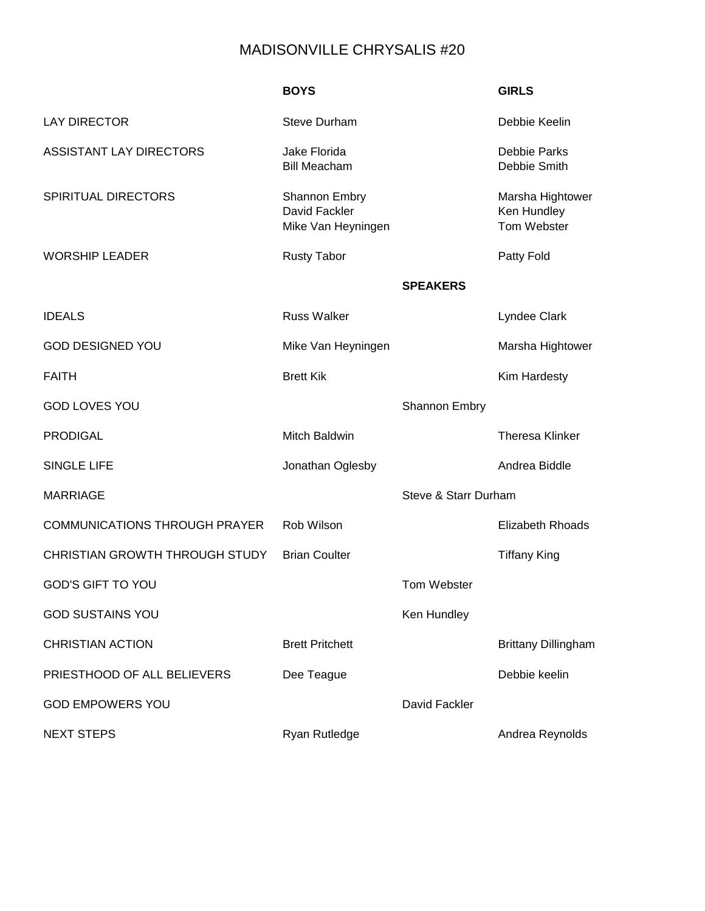# MADISONVILLE CHRYSALIS #20

| | BOYS | | GIRLS |
|---|---|---|---|
| LAY DIRECTOR | Steve Durham | | Debbie Keelin |
| ASSISTANT LAY DIRECTORS | Jake Florida<br>Bill Meacham | | Debbie Parks<br>Debbie Smith |
| SPIRITUAL DIRECTORS | Shannon Embry<br>David Fackler<br>Mike Van Heyningen | | Marsha Hightower<br>Ken Hundley<br>Tom Webster |
| WORSHIP LEADER | Rusty Tabor | | Patty Fold |
| | | **SPEAKERS** | |
| IDEALS | Russ Walker | | Lyndee Clark |
| GOD DESIGNED YOU | Mike Van Heyningen | | Marsha Hightower |
| FAITH | Brett Kik | | Kim Hardesty |
| GOD LOVES YOU | | Shannon Embry | |
| PRODIGAL | Mitch Baldwin | | Theresa Klinker |
| SINGLE LIFE | Jonathan Oglesby | | Andrea Biddle |
| MARRIAGE | | Steve & Starr Durham | |
| COMMUNICATIONS THROUGH PRAYER | Rob Wilson | | Elizabeth Rhoads |
| CHRISTIAN GROWTH THROUGH STUDY | Brian Coulter | | Tiffany King |
| GOD'S GIFT TO YOU | | Tom Webster | |
| GOD SUSTAINS YOU | | Ken Hundley | |
| CHRISTIAN ACTION | Brett Pritchett | | Brittany Dillingham |
| PRIESTHOOD OF ALL BELIEVERS | Dee Teague | | Debbie keelin |
| GOD EMPOWERS YOU | | David Fackler | |
| NEXT STEPS | Ryan Rutledge | | Andrea Reynolds |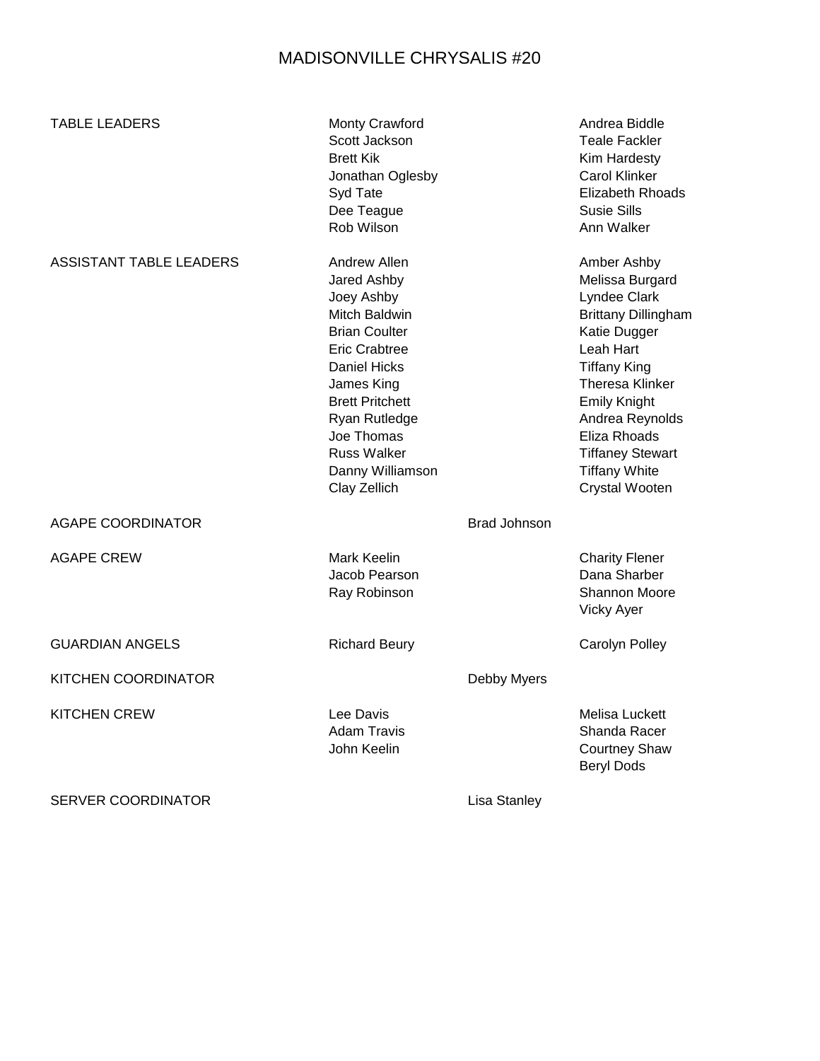# MADISONVILLE CHRYSALIS #20

| | | | |
|---|---|---|---|
| TABLE LEADERS | Monty Crawford | | Andrea Biddle |
| | Scott Jackson | | Teale Fackler |
| | Brett Kik | | Kim Hardesty |
| | Jonathan Oglesby | | Carol Klinker |
| | Syd Tate | | Elizabeth Rhoads |
| | Dee Teague | | Susie Sills |
| | Rob Wilson | | Ann Walker |
| ASSISTANT TABLE LEADERS | Andrew Allen | | Amber Ashby |
| | Jared Ashby | | Melissa Burgard |
| | Joey Ashby | | Lyndee Clark |
| | Mitch Baldwin | | Brittany Dillingham |
| | Brian Coulter | | Katie Dugger |
| | Eric Crabtree | | Leah Hart |
| | Daniel Hicks | | Tiffany King |
| | James King | | Theresa Klinker |
| | Brett Pritchett | | Emily Knight |
| | Ryan Rutledge | | Andrea Reynolds |
| | Joe Thomas | | Eliza Rhoads |
| | Russ Walker | | Tiffaney Stewart |
| | Danny Williamson | | Tiffany White |
| | Clay Zellich | | Crystal Wooten |
| AGAPE COORDINATOR | | Brad Johnson | |
| AGAPE CREW | Mark Keelin | | Charity Flener |
| | Jacob Pearson | | Dana Sharber |
| | Ray Robinson | | Shannon Moore |
| | | | Vicky Ayer |
| GUARDIAN ANGELS | Richard Beury | | Carolyn Polley |
| KITCHEN COORDINATOR | | Debby Myers | |
| KITCHEN CREW | Lee Davis | | Melisa Luckett |
| | Adam Travis | | Shanda Racer |
| | John Keelin | | Courtney Shaw |
| | | | Beryl Dods |
| SERVER COORDINATOR | | Lisa Stanley | |